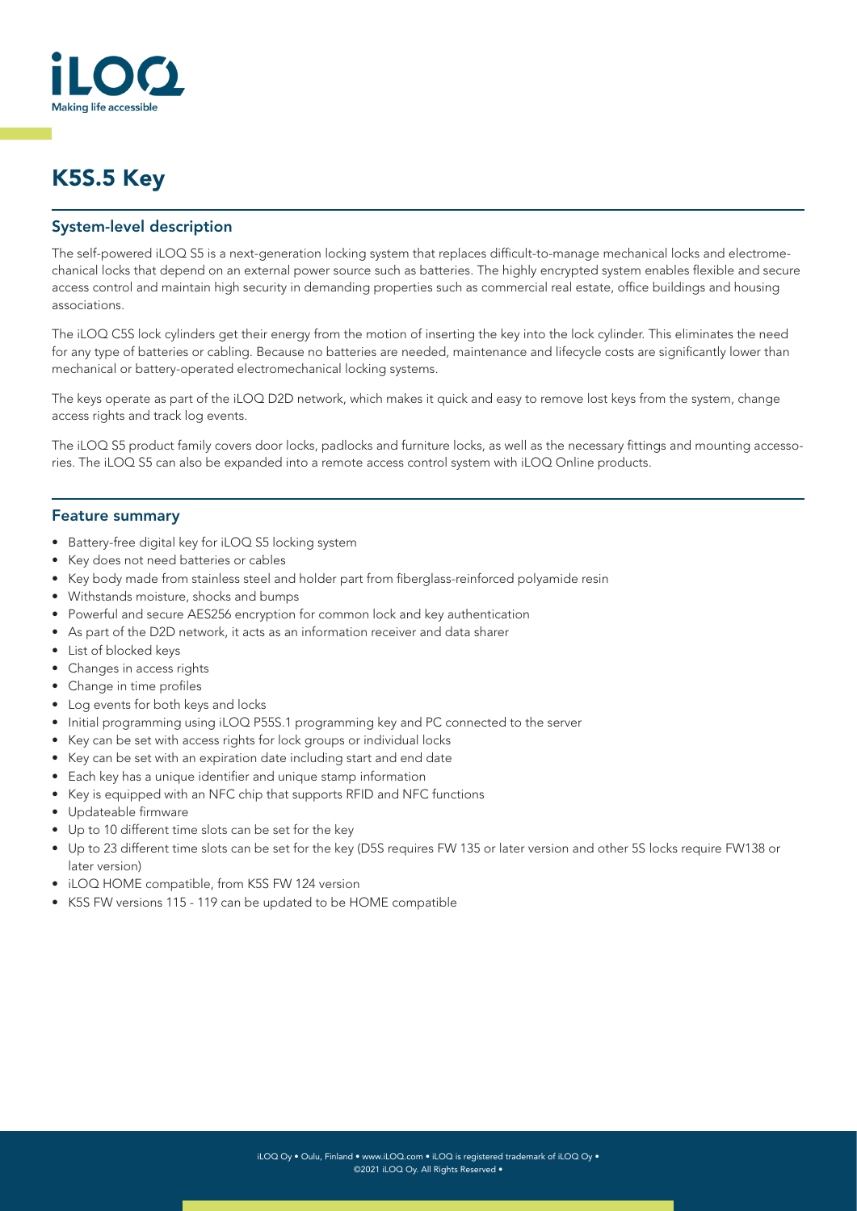# K5S.5 Key

## System-level description

The self-powered iLOQ S5 is a next-generation locking system that replaces difficult-to-manage mechanical locks and electromechanical locks that depend on an external power source such as batteries. The highly encrypted system enables flexible and secure access control and maintain high security in demanding properties such as commercial real estate, office buildings and housing associations.

The iLOQ C5S lock cylinders get their energy from the motion of inserting the key into the lock cylinder. This eliminates the need for any type of batteries or cabling. Because no batteries are needed, maintenance and lifecycle costs are significantly lower than mechanical or battery-operated electromechanical locking systems.

The keys operate as part of the iLOQ D2D network, which makes it quick and easy to remove lost keys from the system, change access rights and track log events.

The iLOQ S5 product family covers door locks, padlocks and furniture locks, as well as the necessary fittings and mounting accessories. The iLOQ S5 can also be expanded into a remote access control system with iLOQ Online products.

## Feature summary

- Battery-free digital key for iLOQ S5 locking system
- Key does not need batteries or cables
- Key body made from stainless steel and holder part from fiberglass-reinforced polyamide resin
- Withstands moisture, shocks and bumps
- Powerful and secure AES256 encryption for common lock and key authentication
- As part of the D2D network, it acts as an information receiver and data sharer
- List of blocked keys
- Changes in access rights
- Change in time profiles
- Log events for both keys and locks
- Initial programming using iLOQ P55S.1 programming key and PC connected to the server
- Key can be set with access rights for lock groups or individual locks
- Key can be set with an expiration date including start and end date
- Each key has a unique identifier and unique stamp information
- Key is equipped with an NFC chip that supports RFID and NFC functions
- Updateable firmware
- Up to 10 different time slots can be set for the key
- Up to 23 different time slots can be set for the key (D5S requires FW 135 or later version and other 5S locks require FW138 or later version)
- iLOQ HOME compatible, from K5S FW 124 version
- K5S FW versions 115 - 119 can be updated to be HOME compatible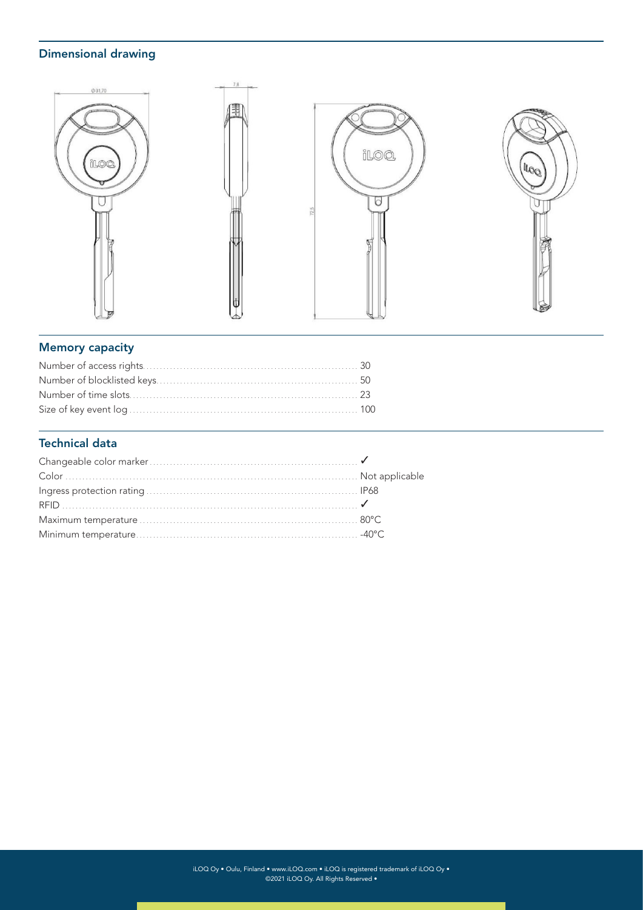## Dimensional drawing

Ø31,70

7,8

72,5

## Memory capacity

| | |
|---|---|
| Number of access rights | 30 |
| Number of blocklisted keys | 50 |
| Number of time slots | 23 |
| Size of key event log | 100 |

## Technical data

| | |
|---|---|
| Changeable color marker | ✓ |
| Color | Not applicable |
| Ingress protection rating | IP68 |
| RFID | ✓ |
| Maximum temperature | 80°C |
| Minimum temperature | -40°C |